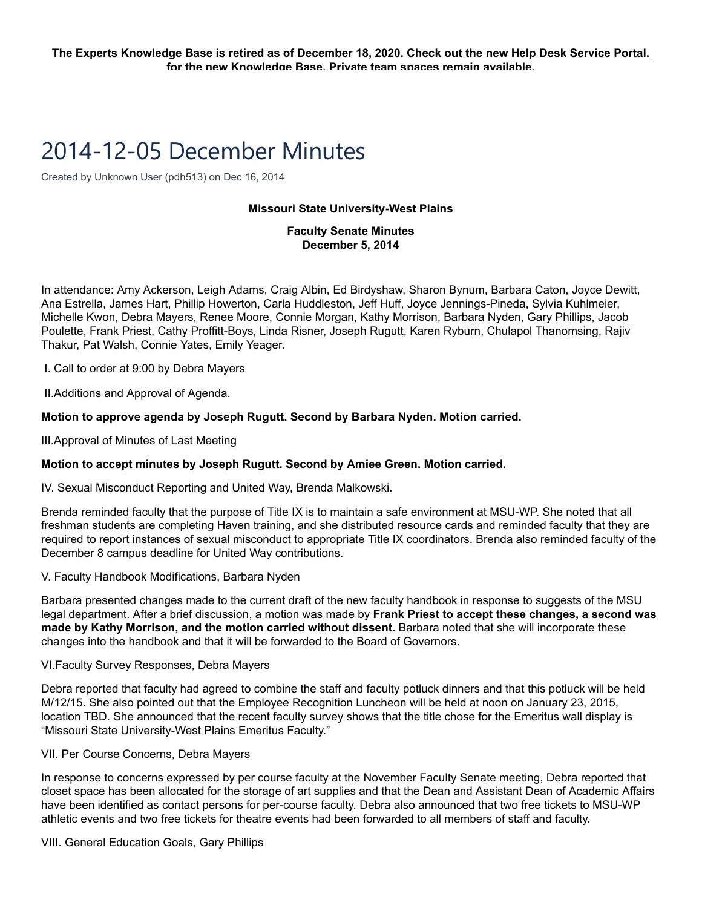**The Experts Knowledge Base is retired as of December 18, 2020. Check out the new Help Desk Service Portal. for the new Knowledge Base. Private team spaces remain available.**

# 2014-12-05 December Minutes

Created by Unknown User (pdh513) on Dec 16, 2014

**Missouri State University-West Plains**

**Faculty Senate Minutes**
**December 5, 2014**

In attendance: Amy Ackerson, Leigh Adams, Craig Albin, Ed Birdyshaw, Sharon Bynum, Barbara Caton, Joyce Dewitt, Ana Estrella, James Hart, Phillip Howerton, Carla Huddleston, Jeff Huff, Joyce Jennings-Pineda, Sylvia Kuhlmeier, Michelle Kwon, Debra Mayers, Renee Moore, Connie Morgan, Kathy Morrison, Barbara Nyden, Gary Phillips, Jacob Poulette, Frank Priest, Cathy Proffitt-Boys, Linda Risner, Joseph Rugutt, Karen Ryburn, Chulapol Thanomsing, Rajiv Thakur, Pat Walsh, Connie Yates, Emily Yeager.

I. Call to order at 9:00 by Debra Mayers

II.Additions and Approval of Agenda.

**Motion to approve agenda by Joseph Rugutt. Second by Barbara Nyden. Motion carried.**

III.Approval of Minutes of Last Meeting

**Motion to accept minutes by Joseph Rugutt. Second by Amiee Green. Motion carried.**

IV. Sexual Misconduct Reporting and United Way, Brenda Malkowski.

Brenda reminded faculty that the purpose of Title IX is to maintain a safe environment at MSU-WP. She noted that all freshman students are completing Haven training, and she distributed resource cards and reminded faculty that they are required to report instances of sexual misconduct to appropriate Title IX coordinators. Brenda also reminded faculty of the December 8 campus deadline for United Way contributions.

V. Faculty Handbook Modifications, Barbara Nyden

Barbara presented changes made to the current draft of the new faculty handbook in response to suggests of the MSU legal department. After a brief discussion, a motion was made by **Frank Priest to accept these changes, a second was made by Kathy Morrison, and the motion carried without dissent.** Barbara noted that she will incorporate these changes into the handbook and that it will be forwarded to the Board of Governors.

VI.Faculty Survey Responses, Debra Mayers

Debra reported that faculty had agreed to combine the staff and faculty potluck dinners and that this potluck will be held M/12/15. She also pointed out that the Employee Recognition Luncheon will be held at noon on January 23, 2015, location TBD. She announced that the recent faculty survey shows that the title chose for the Emeritus wall display is "Missouri State University-West Plains Emeritus Faculty."

VII. Per Course Concerns, Debra Mayers

In response to concerns expressed by per course faculty at the November Faculty Senate meeting, Debra reported that closet space has been allocated for the storage of art supplies and that the Dean and Assistant Dean of Academic Affairs have been identified as contact persons for per-course faculty. Debra also announced that two free tickets to MSU-WP athletic events and two free tickets for theatre events had been forwarded to all members of staff and faculty.

VIII. General Education Goals, Gary Phillips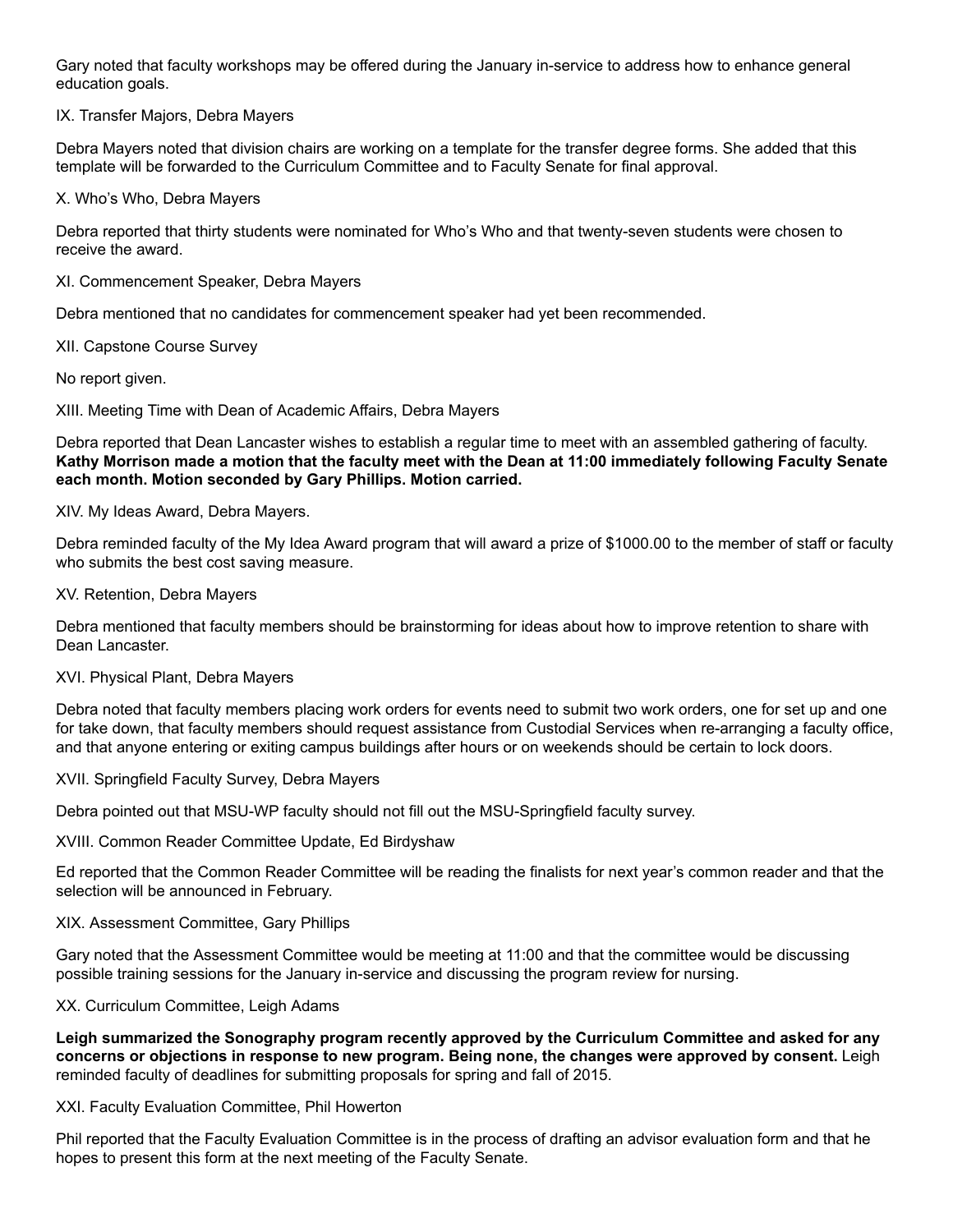Gary noted that faculty workshops may be offered during the January in-service to address how to enhance general education goals.

IX. Transfer Majors, Debra Mayers

Debra Mayers noted that division chairs are working on a template for the transfer degree forms. She added that this template will be forwarded to the Curriculum Committee and to Faculty Senate for final approval.

X. Who's Who, Debra Mayers

Debra reported that thirty students were nominated for Who's Who and that twenty-seven students were chosen to receive the award.

XI. Commencement Speaker, Debra Mayers

Debra mentioned that no candidates for commencement speaker had yet been recommended.

XII. Capstone Course Survey

No report given.

XIII. Meeting Time with Dean of Academic Affairs, Debra Mayers

Debra reported that Dean Lancaster wishes to establish a regular time to meet with an assembled gathering of faculty. **Kathy Morrison made a motion that the faculty meet with the Dean at 11:00 immediately following Faculty Senate each month. Motion seconded by Gary Phillips. Motion carried.**

XIV. My Ideas Award, Debra Mayers.

Debra reminded faculty of the My Idea Award program that will award a prize of $1000.00 to the member of staff or faculty who submits the best cost saving measure.

XV. Retention, Debra Mayers

Debra mentioned that faculty members should be brainstorming for ideas about how to improve retention to share with Dean Lancaster.

XVI. Physical Plant, Debra Mayers

Debra noted that faculty members placing work orders for events need to submit two work orders, one for set up and one for take down, that faculty members should request assistance from Custodial Services when re-arranging a faculty office, and that anyone entering or exiting campus buildings after hours or on weekends should be certain to lock doors.

XVII. Springfield Faculty Survey, Debra Mayers

Debra pointed out that MSU-WP faculty should not fill out the MSU-Springfield faculty survey.

XVIII. Common Reader Committee Update, Ed Birdyshaw

Ed reported that the Common Reader Committee will be reading the finalists for next year's common reader and that the selection will be announced in February.

XIX. Assessment Committee, Gary Phillips

Gary noted that the Assessment Committee would be meeting at 11:00 and that the committee would be discussing possible training sessions for the January in-service and discussing the program review for nursing.

XX. Curriculum Committee, Leigh Adams

**Leigh summarized the Sonography program recently approved by the Curriculum Committee and asked for any concerns or objections in response to new program. Being none, the changes were approved by consent.** Leigh reminded faculty of deadlines for submitting proposals for spring and fall of 2015.

XXI. Faculty Evaluation Committee, Phil Howerton

Phil reported that the Faculty Evaluation Committee is in the process of drafting an advisor evaluation form and that he hopes to present this form at the next meeting of the Faculty Senate.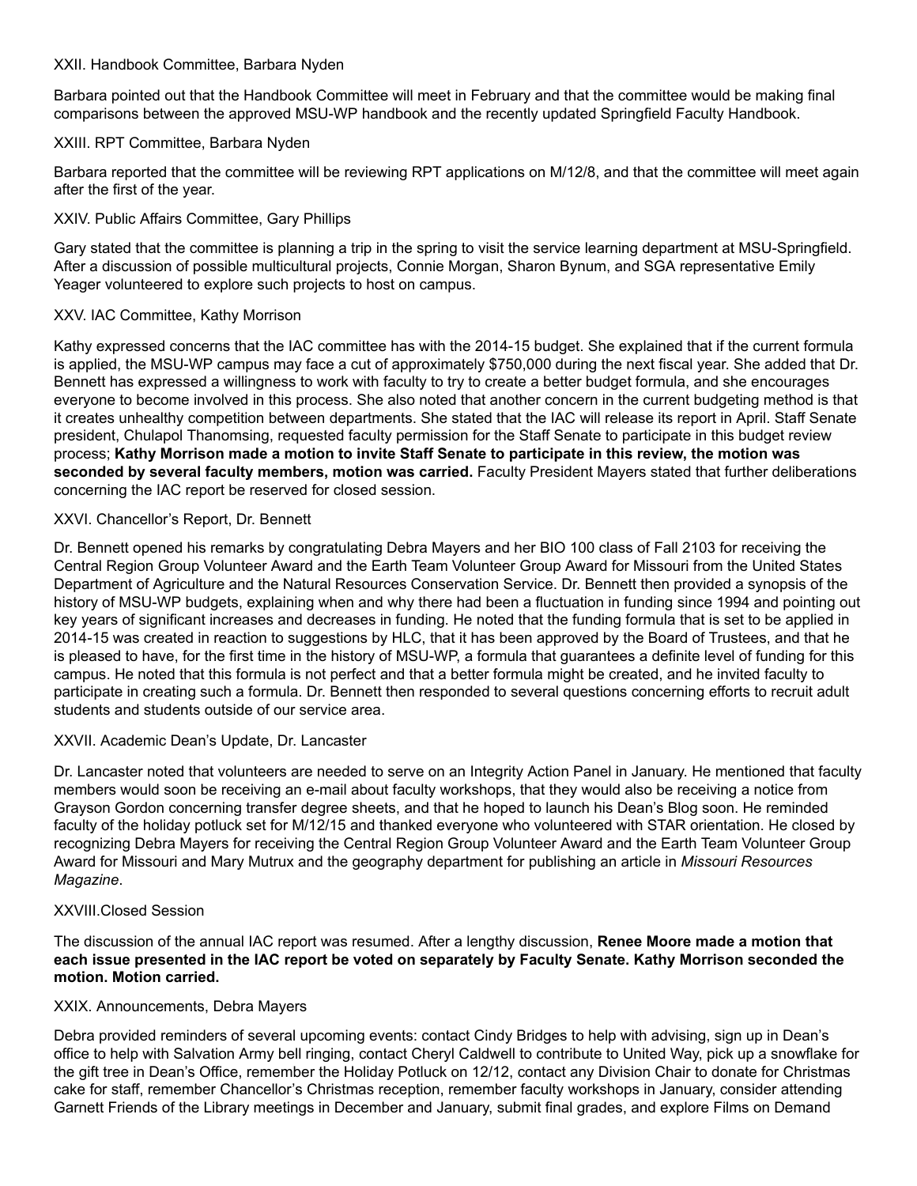XXII. Handbook Committee, Barbara Nyden

Barbara pointed out that the Handbook Committee will meet in February and that the committee would be making final comparisons between the approved MSU-WP handbook and the recently updated Springfield Faculty Handbook.

XXIII. RPT Committee, Barbara Nyden

Barbara reported that the committee will be reviewing RPT applications on M/12/8, and that the committee will meet again after the first of the year.

XXIV. Public Affairs Committee, Gary Phillips

Gary stated that the committee is planning a trip in the spring to visit the service learning department at MSU-Springfield. After a discussion of possible multicultural projects, Connie Morgan, Sharon Bynum, and SGA representative Emily Yeager volunteered to explore such projects to host on campus.

XXV. IAC Committee, Kathy Morrison

Kathy expressed concerns that the IAC committee has with the 2014-15 budget. She explained that if the current formula is applied, the MSU-WP campus may face a cut of approximately $750,000 during the next fiscal year. She added that Dr. Bennett has expressed a willingness to work with faculty to try to create a better budget formula, and she encourages everyone to become involved in this process. She also noted that another concern in the current budgeting method is that it creates unhealthy competition between departments. She stated that the IAC will release its report in April. Staff Senate president, Chulapol Thanomsing, requested faculty permission for the Staff Senate to participate in this budget review process; **Kathy Morrison made a motion to invite Staff Senate to participate in this review, the motion was seconded by several faculty members, motion was carried.** Faculty President Mayers stated that further deliberations concerning the IAC report be reserved for closed session.

XXVI. Chancellor's Report, Dr. Bennett

Dr. Bennett opened his remarks by congratulating Debra Mayers and her BIO 100 class of Fall 2103 for receiving the Central Region Group Volunteer Award and the Earth Team Volunteer Group Award for Missouri from the United States Department of Agriculture and the Natural Resources Conservation Service. Dr. Bennett then provided a synopsis of the history of MSU-WP budgets, explaining when and why there had been a fluctuation in funding since 1994 and pointing out key years of significant increases and decreases in funding. He noted that the funding formula that is set to be applied in 2014-15 was created in reaction to suggestions by HLC, that it has been approved by the Board of Trustees, and that he is pleased to have, for the first time in the history of MSU-WP, a formula that guarantees a definite level of funding for this campus. He noted that this formula is not perfect and that a better formula might be created, and he invited faculty to participate in creating such a formula. Dr. Bennett then responded to several questions concerning efforts to recruit adult students and students outside of our service area.

XXVII. Academic Dean's Update, Dr. Lancaster

Dr. Lancaster noted that volunteers are needed to serve on an Integrity Action Panel in January. He mentioned that faculty members would soon be receiving an e-mail about faculty workshops, that they would also be receiving a notice from Grayson Gordon concerning transfer degree sheets, and that he hoped to launch his Dean's Blog soon. He reminded faculty of the holiday potluck set for M/12/15 and thanked everyone who volunteered with STAR orientation. He closed by recognizing Debra Mayers for receiving the Central Region Group Volunteer Award and the Earth Team Volunteer Group Award for Missouri and Mary Mutrux and the geography department for publishing an article in *Missouri Resources Magazine*.

XXVIII.Closed Session

The discussion of the annual IAC report was resumed. After a lengthy discussion, **Renee Moore made a motion that each issue presented in the IAC report be voted on separately by Faculty Senate. Kathy Morrison seconded the motion. Motion carried.**

XXIX. Announcements, Debra Mayers

Debra provided reminders of several upcoming events: contact Cindy Bridges to help with advising, sign up in Dean's office to help with Salvation Army bell ringing, contact Cheryl Caldwell to contribute to United Way, pick up a snowflake for the gift tree in Dean's Office, remember the Holiday Potluck on 12/12, contact any Division Chair to donate for Christmas cake for staff, remember Chancellor's Christmas reception, remember faculty workshops in January, consider attending Garnett Friends of the Library meetings in December and January, submit final grades, and explore Films on Demand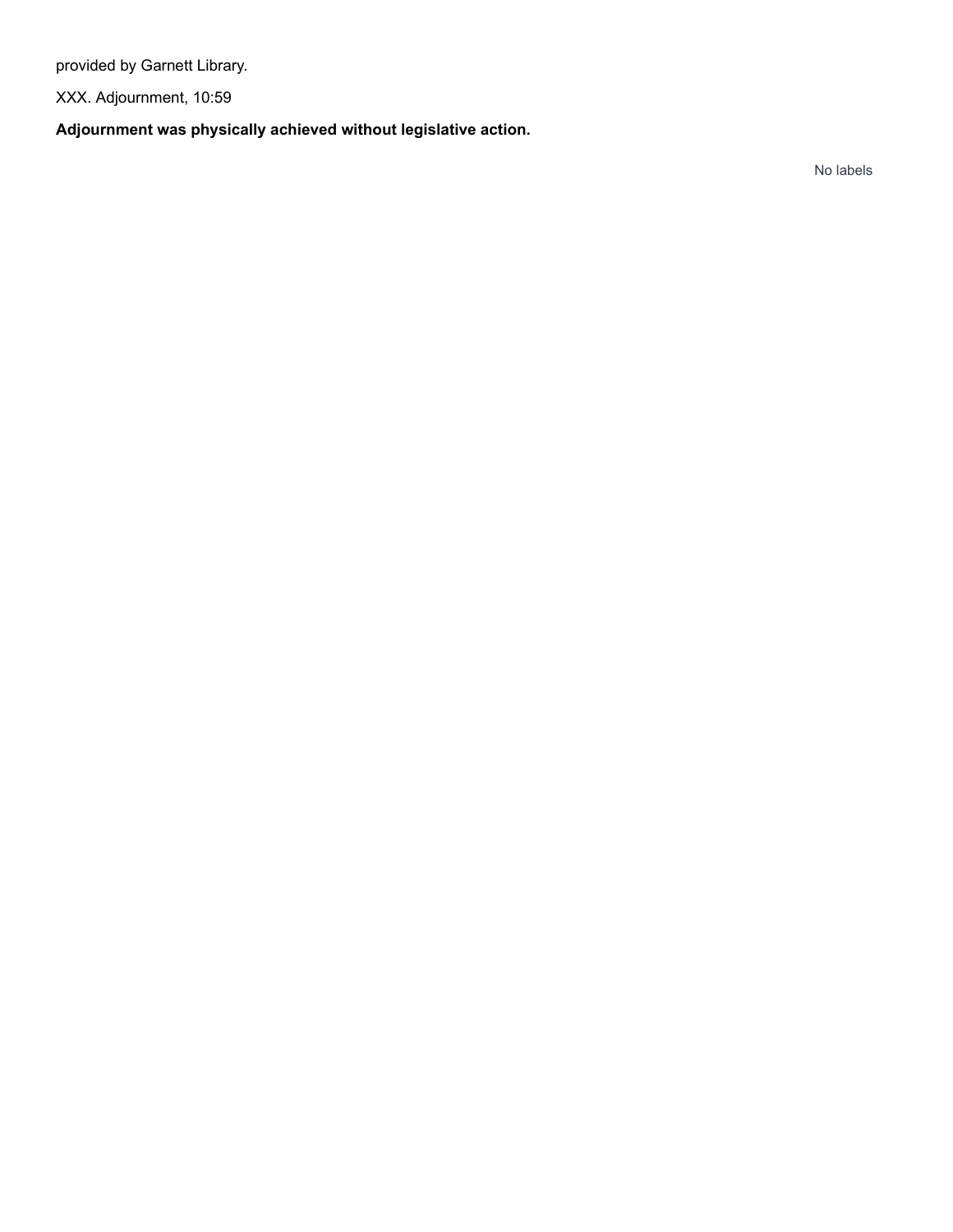provided by Garnett Library.

XXX. Adjournment, 10:59

**Adjournment was physically achieved without legislative action.**

No labels